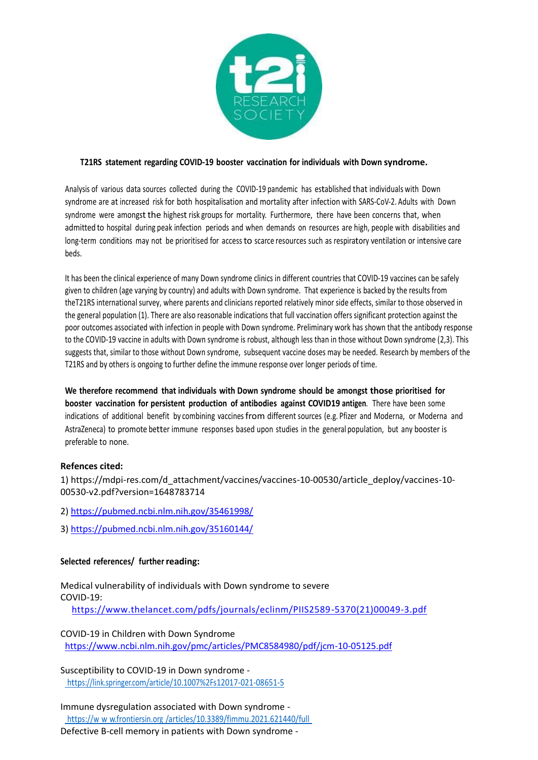**T21RS statement regarding COVID-19 booster vaccination for individuals with Down syndrome.**

Analysis of various data sources collected during the COVID-19 pandemic has established that individuals with Down syndrome are at increased risk for both hospitalisation and mortality after infection with SARS-CoV-2. Adults with Down syndrome were amongst the highest risk groups for mortality. Furthermore, there have been concerns that, when admitted to hospital during peak infection periods and when demands on resources are high, people with disabilities and long-term conditions may not be prioritised for access to scarce resources such as respiratory ventilation or intensive care beds.

It has been the clinical experience of many Down syndrome clinics in different countries that COVID-19 vaccines can be safely given to children (age varying by country) and adults with Down syndrome. That experience is backed by the results from theT21RS international survey, where parents and clinicians reported relatively minor side effects, similar to those observed in the general population (1). There are also reasonable indications that full vaccination offers significant protection against the poor outcomes associated with infection in people with Down syndrome. Preliminary work has shown that the antibody response to the COVID-19 vaccine in adults with Down syndrome is robust, although less than in those without Down syndrome (2,3). This suggests that, similar to those without Down syndrome, subsequent vaccine doses may be needed. Research by members of the T21RS and by others is ongoing to further define the immune response over longer periods of time.

**We therefore recommend that individuals with Down syndrome should be amongst those prioritised for booster vaccination for persistent production of antibodies against COVID19 antigen**. There have been some indications of additional benefit by combining vaccines from different sources (e.g. Pfizer and Moderna, or Moderna and AstraZeneca) to promote better immune responses based upon studies in the general population, but any booster is preferable to none.

**Refences cited:**

1) https://mdpi-res.com/d_attachment/vaccines/vaccines-10-00530/article_deploy/vaccines-10-00530-v2.pdf?version=1648783714

2) https://pubmed.ncbi.nlm.nih.gov/35461998/

3) https://pubmed.ncbi.nlm.nih.gov/35160144/

**Selected references/ further reading:**

Medical vulnerability of individuals with Down syndrome to severe COVID-19:
https://www.thelancet.com/pdfs/journals/eclinm/PIIS2589-5370(21)00049-3.pdf

COVID-19 in Children with Down Syndrome
https://www.ncbi.nlm.nih.gov/pmc/articles/PMC8584980/pdf/jcm-10-05125.pdf

Susceptibility to COVID-19 in Down syndrome -
https://link.springer.com/article/10.1007%2Fs12017-021-08651-5

Immune dysregulation associated with Down syndrome -
https://www.frontiersin.org/articles/10.3389/fimmu.2021.621440/full

Defective B-cell memory in patients with Down syndrome -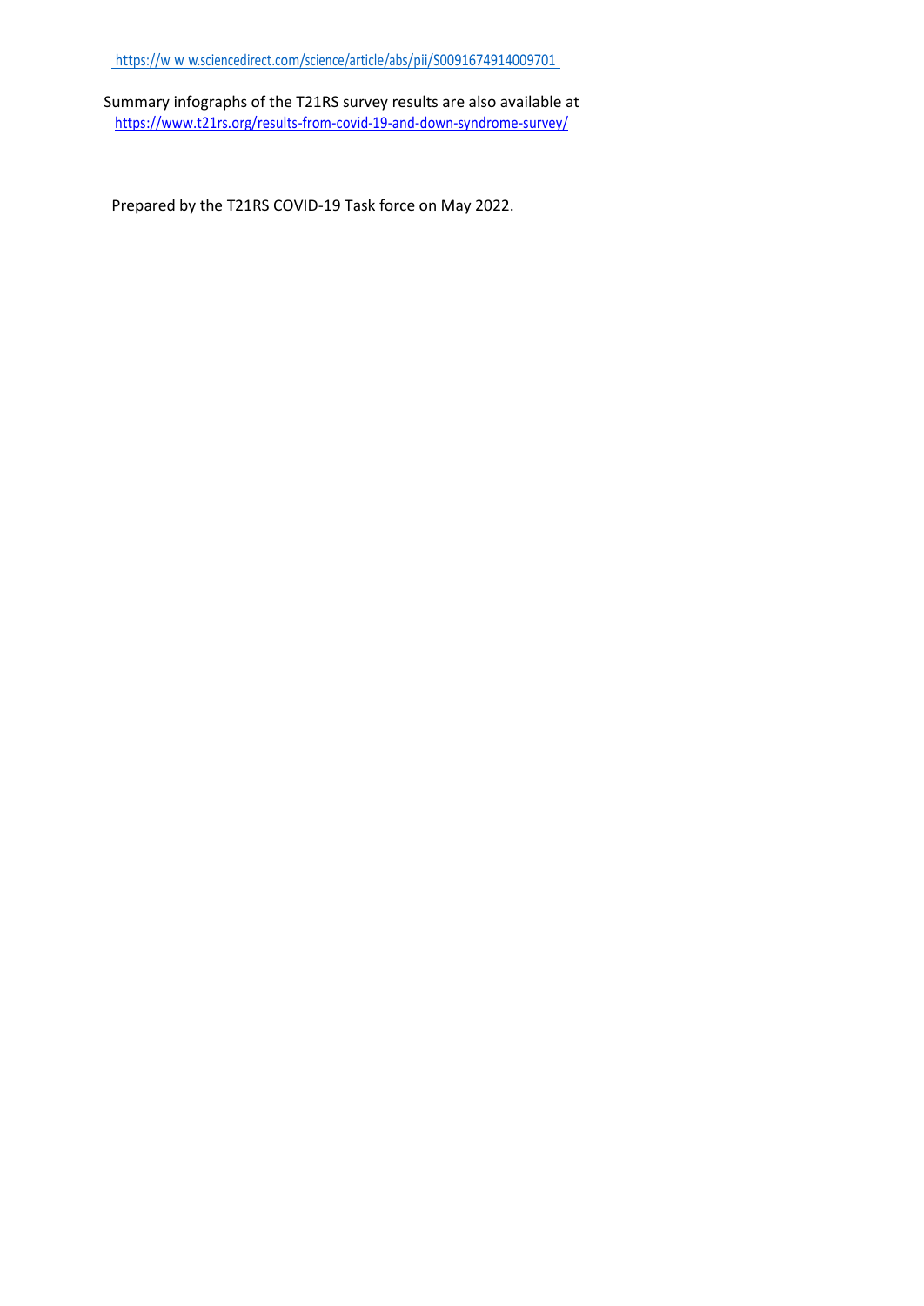https://w w w.sciencedirect.com/science/article/abs/pii/S0091674914009701

Summary infographs of the T21RS survey results are also available at https://www.t21rs.org/results-from-covid-19-and-down-syndrome-survey/

Prepared by the T21RS COVID-19 Task force on May 2022.